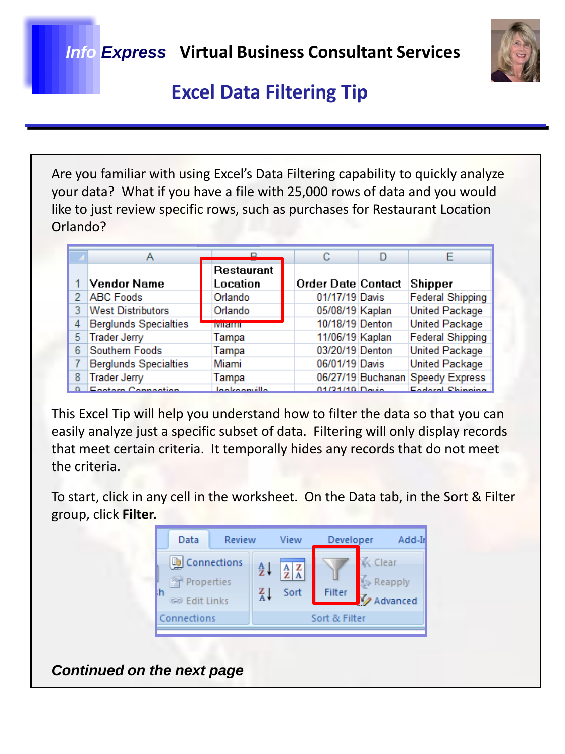# *Info Express* Virtual Business Consultant Services

## Excel Data Filtering Tip

Are you familiar with using Excel's Data Filtering capability to quickly analyze your data? What if you have a file with 25,000 rows of data and you would like to just review specific rows, such as purchases for Restaurant Location Orlando?

| | A | B | C | D | E |
|---|---|---|---|---|---|
| 1 | Vendor Name | Restaurant Location | Order Date | Contact | Shipper |
| 2 | ABC Foods | Orlando | 01/17/19 | Davis | Federal Shipping |
| 3 | West Distributors | Orlando | 05/08/19 | Kaplan | United Package |
| 4 | Berglunds Specialties | Miami | 10/18/19 | Denton | United Package |
| 5 | Trader Jerry | Tampa | 11/06/19 | Kaplan | Federal Shipping |
| 6 | Southern Foods | Tampa | 03/20/19 | Denton | United Package |
| 7 | Berglunds Specialties | Miami | 06/01/19 | Davis | United Package |
| 8 | Trader Jerry | Tampa | 06/27/19 | Buchanan | Speedy Express |
| 9 | Eastern Connection | Jacksonville | 01/31/19 | Davis | Federal Shipping |

This Excel Tip will help you understand how to filter the data so that you can easily analyze just a specific subset of data. Filtering will only display records that meet certain criteria. It temporally hides any records that do not meet the criteria.

To start, click in any cell in the worksheet. On the Data tab, in the Sort & Filter group, click **Filter.**

***Continued on the next page***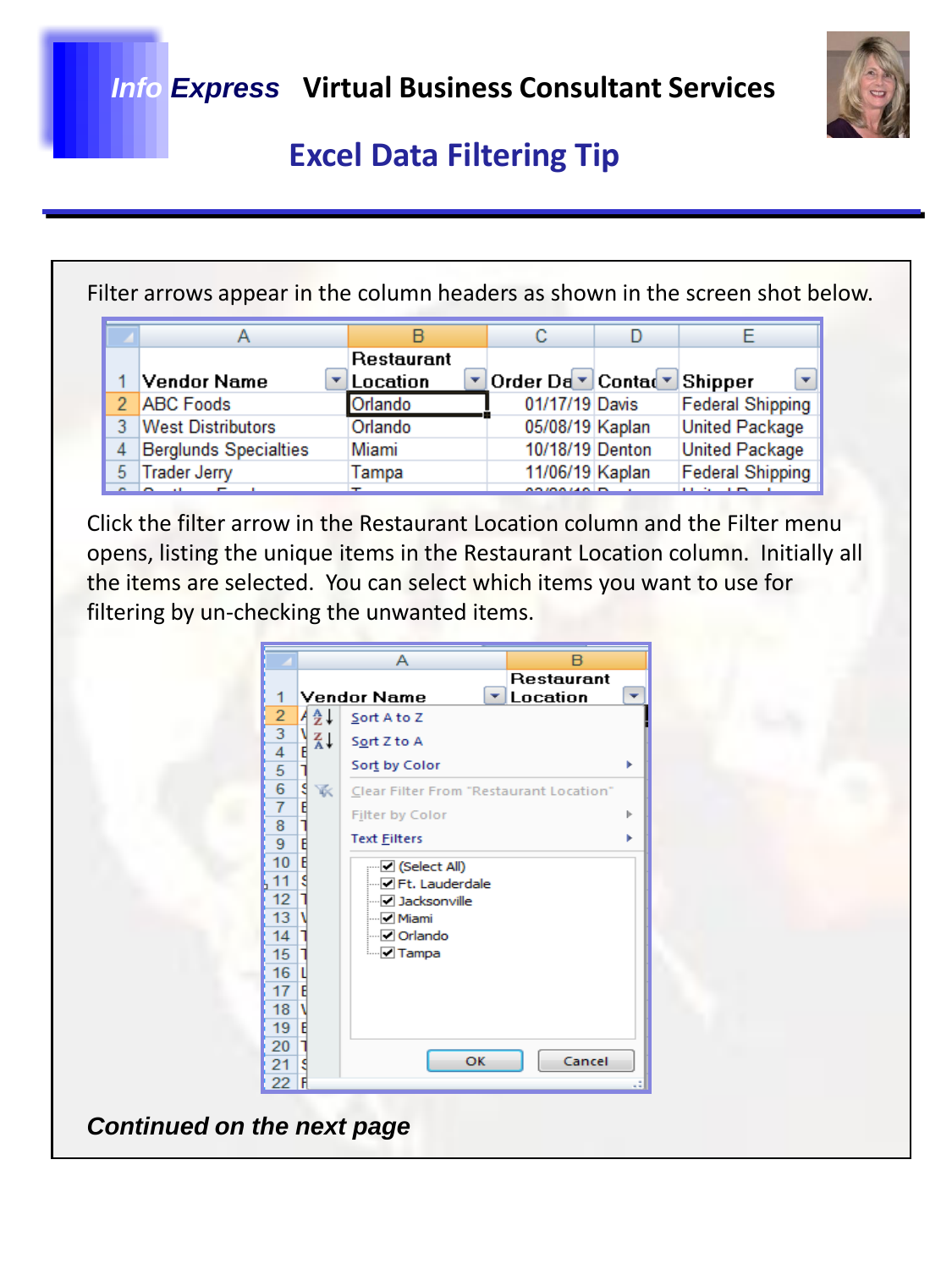**Info Express** Virtual Business Consultant Services

## Excel Data Filtering Tip

Filter arrows appear in the column headers as shown in the screen shot below.

| | A | B | C | D | E |
|---|---|---|---|---|---|
| 1 | Vendor Name | Restaurant Location | Order Da | Contac | Shipper |
| 2 | ABC Foods | Orlando | 01/17/19 | Davis | Federal Shipping |
| 3 | West Distributors | Orlando | 05/08/19 | Kaplan | United Package |
| 4 | Berglunds Specialties | Miami | 10/18/19 | Denton | United Package |
| 5 | Trader Jerry | Tampa | 11/06/19 | Kaplan | Federal Shipping |

Click the filter arrow in the Restaurant Location column and the Filter menu opens, listing the unique items in the Restaurant Location column. Initially all the items are selected. You can select which items you want to use for filtering by un-checking the unwanted items.

- Sort A to Z
- Sort Z to A
- Sort by Color
- Clear Filter From "Restaurant Location"
- Filter by Color
- Text Filters
- ☑ (Select All)
- ☑ Ft. Lauderdale
- ☑ Jacksonville
- ☑ Miami
- ☑ Orlando
- ☑ Tampa

OK | Cancel

***Continued on the next page***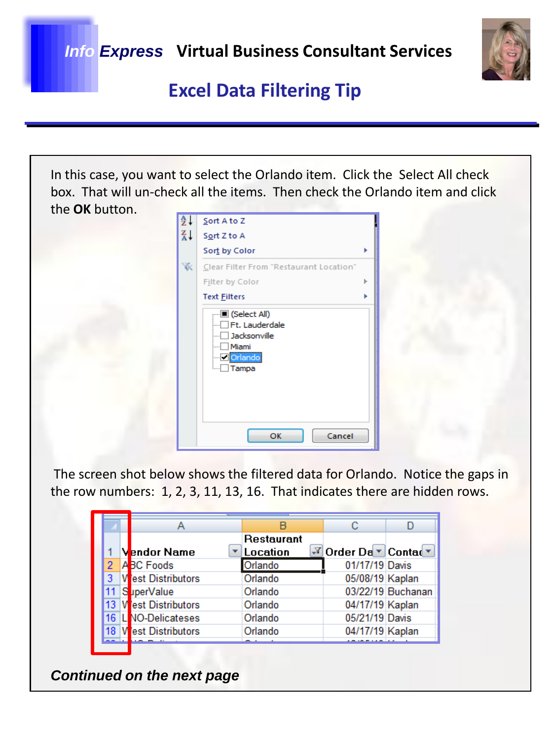# Info Express Virtual Business Consultant Services

## Excel Data Filtering Tip

In this case, you want to select the Orlando item. Click the Select All check box. That will un-check all the items. Then check the Orlando item and click the **OK** button.

The screen shot below shows the filtered data for Orlando. Notice the gaps in the row numbers: 1, 2, 3, 11, 13, 16. That indicates there are hidden rows.

***Continued on the next page***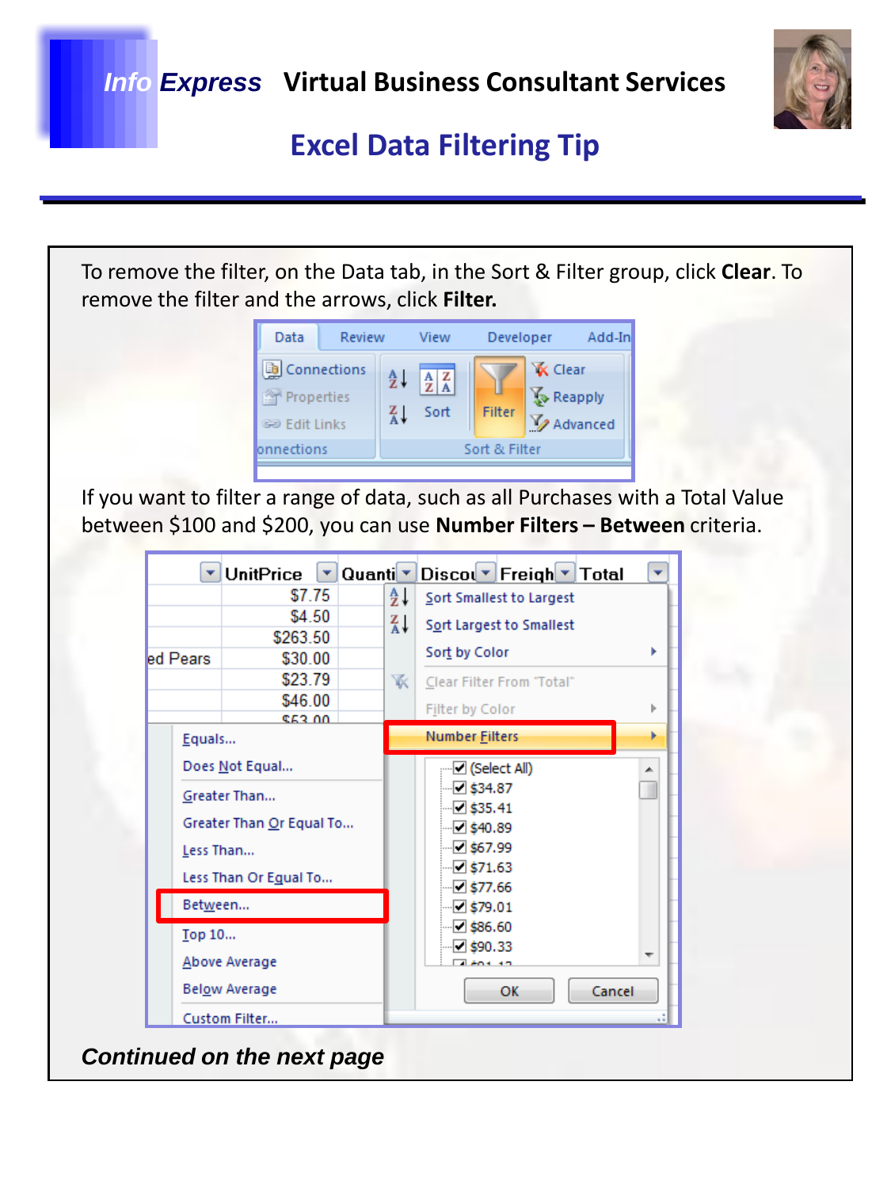# Info Express Virtual Business Consultant Services

## Excel Data Filtering Tip

To remove the filter, on the Data tab, in the Sort & Filter group, click **Clear**. To remove the filter and the arrows, click **Filter.**

If you want to filter a range of data, such as all Purchases with a Total Value between $100 and $200, you can use **Number Filters – Between** criteria.

***Continued on the next page***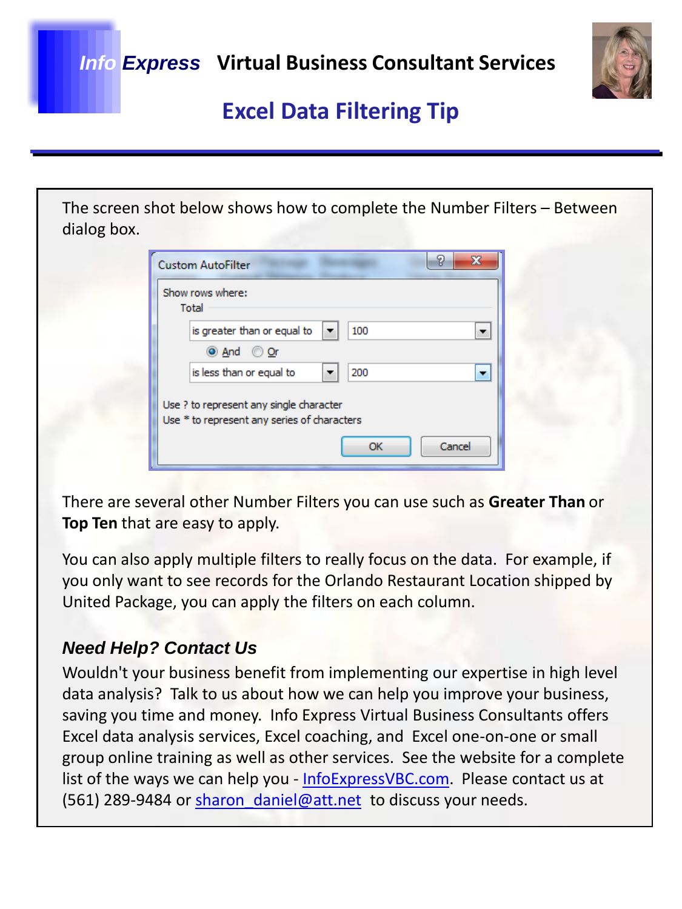**Info Express** Virtual Business Consultant Services

# Excel Data Filtering Tip

The screen shot below shows how to complete the Number Filters – Between dialog box.

There are several other Number Filters you can use such as **Greater Than** or **Top Ten** that are easy to apply.

You can also apply multiple filters to really focus on the data. For example, if you only want to see records for the Orlando Restaurant Location shipped by United Package, you can apply the filters on each column.

### *Need Help? Contact Us*

Wouldn't your business benefit from implementing our expertise in high level data analysis? Talk to us about how we can help you improve your business, saving you time and money. Info Express Virtual Business Consultants offers Excel data analysis services, Excel coaching, and Excel one-on-one or small group online training as well as other services. See the website for a complete list of the ways we can help you - [InfoExpressVBC.com](http://InfoExpressVBC.com). Please contact us at (561) 289-9484 or [sharon_daniel@att.net](mailto:sharon_daniel@att.net) to discuss your needs.